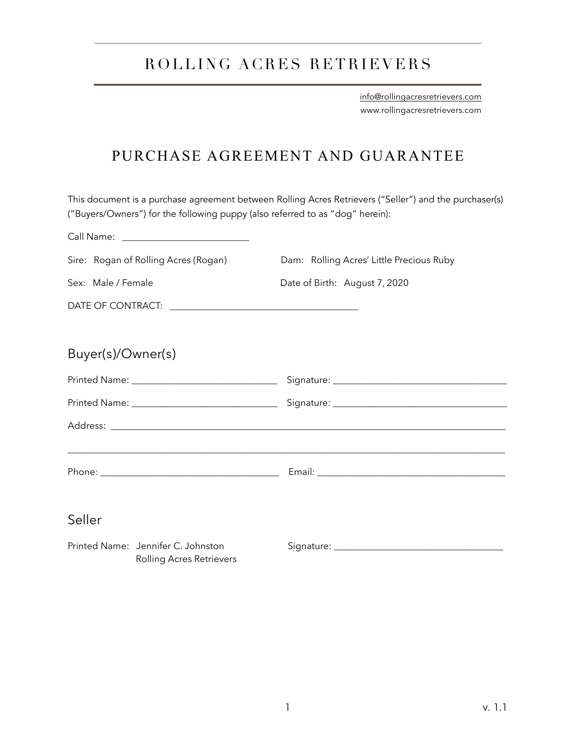# ROLLING ACRES RETRIEVERS

info@rollingacresretrievers.com
www.rollingacresretrievers.com

## PURCHASE AGREEMENT AND GUARANTEE

This document is a purchase agreement between Rolling Acres Retrievers ("Seller") and the purchaser(s) ("Buyers/Owners") for the following puppy (also referred to as "dog" herein):

Call Name: ___________________________

Sire: Rogan of Rolling Acres (Rogan)

Dam: Rolling Acres' Little Precious Ruby

Sex: Male / Female

Date of Birth: August 7, 2020

DATE OF CONTRACT: ________________________________________

### Buyer(s)/Owner(s)

Printed Name: _______________________________ Signature: ______________________________________

Printed Name: _______________________________ Signature: ______________________________________

Address: ____________________________________________________________________________________

_____________________________________________________________________________________________

Phone: ______________________________________ Email: ________________________________________

### Seller

Printed Name: Jennifer C. Johnston
Rolling Acres Retrievers

Signature: ____________________________________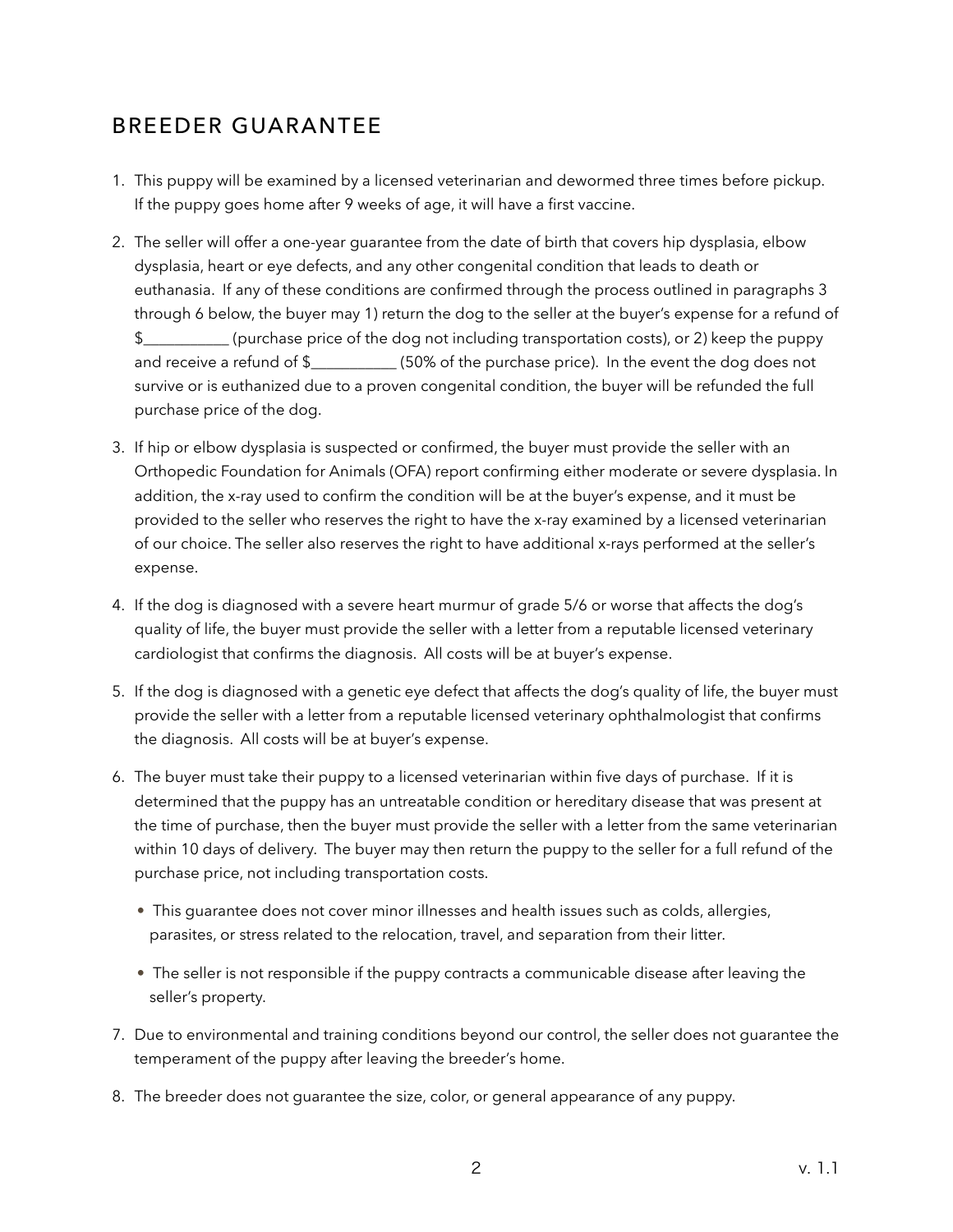## BREEDER GUARANTEE

1. This puppy will be examined by a licensed veterinarian and dewormed three times before pickup. If the puppy goes home after 9 weeks of age, it will have a first vaccine.

2. The seller will offer a one-year guarantee from the date of birth that covers hip dysplasia, elbow dysplasia, heart or eye defects, and any other congenital condition that leads to death or euthanasia. If any of these conditions are confirmed through the process outlined in paragraphs 3 through 6 below, the buyer may 1) return the dog to the seller at the buyer's expense for a refund of $___________ (purchase price of the dog not including transportation costs), or 2) keep the puppy and receive a refund of $___________ (50% of the purchase price). In the event the dog does not survive or is euthanized due to a proven congenital condition, the buyer will be refunded the full purchase price of the dog.

3. If hip or elbow dysplasia is suspected or confirmed, the buyer must provide the seller with an Orthopedic Foundation for Animals (OFA) report confirming either moderate or severe dysplasia. In addition, the x-ray used to confirm the condition will be at the buyer's expense, and it must be provided to the seller who reserves the right to have the x-ray examined by a licensed veterinarian of our choice. The seller also reserves the right to have additional x-rays performed at the seller's expense.

4. If the dog is diagnosed with a severe heart murmur of grade 5/6 or worse that affects the dog's quality of life, the buyer must provide the seller with a letter from a reputable licensed veterinary cardiologist that confirms the diagnosis. All costs will be at buyer's expense.

5. If the dog is diagnosed with a genetic eye defect that affects the dog's quality of life, the buyer must provide the seller with a letter from a reputable licensed veterinary ophthalmologist that confirms the diagnosis. All costs will be at buyer's expense.

6. The buyer must take their puppy to a licensed veterinarian within five days of purchase. If it is determined that the puppy has an untreatable condition or hereditary disease that was present at the time of purchase, then the buyer must provide the seller with a letter from the same veterinarian within 10 days of delivery. The buyer may then return the puppy to the seller for a full refund of the purchase price, not including transportation costs.

   - This guarantee does not cover minor illnesses and health issues such as colds, allergies, parasites, or stress related to the relocation, travel, and separation from their litter.

   - The seller is not responsible if the puppy contracts a communicable disease after leaving the seller's property.

7. Due to environmental and training conditions beyond our control, the seller does not guarantee the temperament of the puppy after leaving the breeder's home.

8. The breeder does not guarantee the size, color, or general appearance of any puppy.

v. 1.1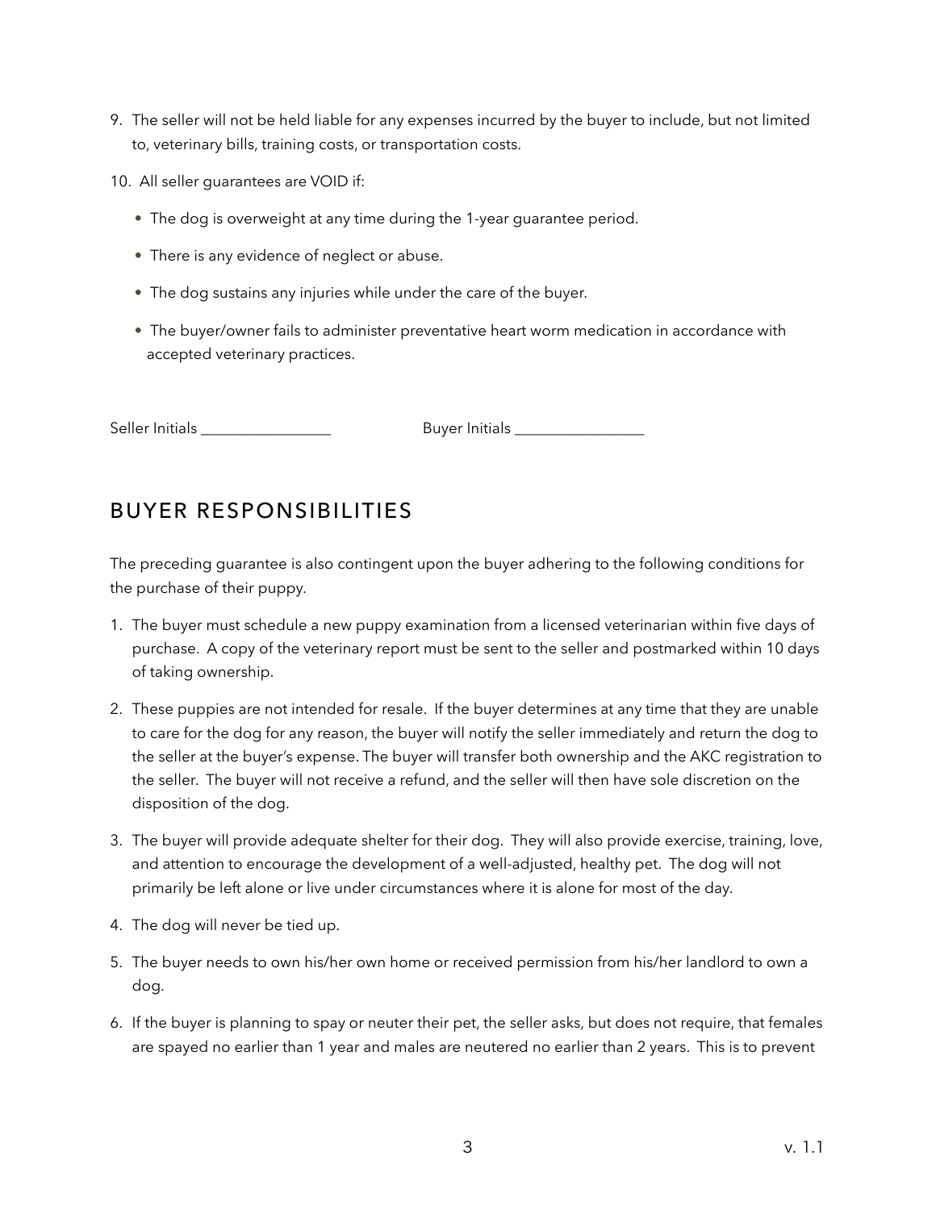9. The seller will not be held liable for any expenses incurred by the buyer to include, but not limited to, veterinary bills, training costs, or transportation costs.

10. All seller guarantees are VOID if:

    - The dog is overweight at any time during the 1-year guarantee period.
    - There is any evidence of neglect or abuse.
    - The dog sustains any injuries while under the care of the buyer.
    - The buyer/owner fails to administer preventative heart worm medication in accordance with accepted veterinary practices.

Seller Initials _________________ Buyer Initials _________________

## BUYER RESPONSIBILITIES

The preceding guarantee is also contingent upon the buyer adhering to the following conditions for the purchase of their puppy.

1. The buyer must schedule a new puppy examination from a licensed veterinarian within five days of purchase. A copy of the veterinary report must be sent to the seller and postmarked within 10 days of taking ownership.

2. These puppies are not intended for resale. If the buyer determines at any time that they are unable to care for the dog for any reason, the buyer will notify the seller immediately and return the dog to the seller at the buyer's expense. The buyer will transfer both ownership and the AKC registration to the seller. The buyer will not receive a refund, and the seller will then have sole discretion on the disposition of the dog.

3. The buyer will provide adequate shelter for their dog. They will also provide exercise, training, love, and attention to encourage the development of a well-adjusted, healthy pet. The dog will not primarily be left alone or live under circumstances where it is alone for most of the day.

4. The dog will never be tied up.

5. The buyer needs to own his/her own home or received permission from his/her landlord to own a dog.

6. If the buyer is planning to spay or neuter their pet, the seller asks, but does not require, that females are spayed no earlier than 1 year and males are neutered no earlier than 2 years. This is to prevent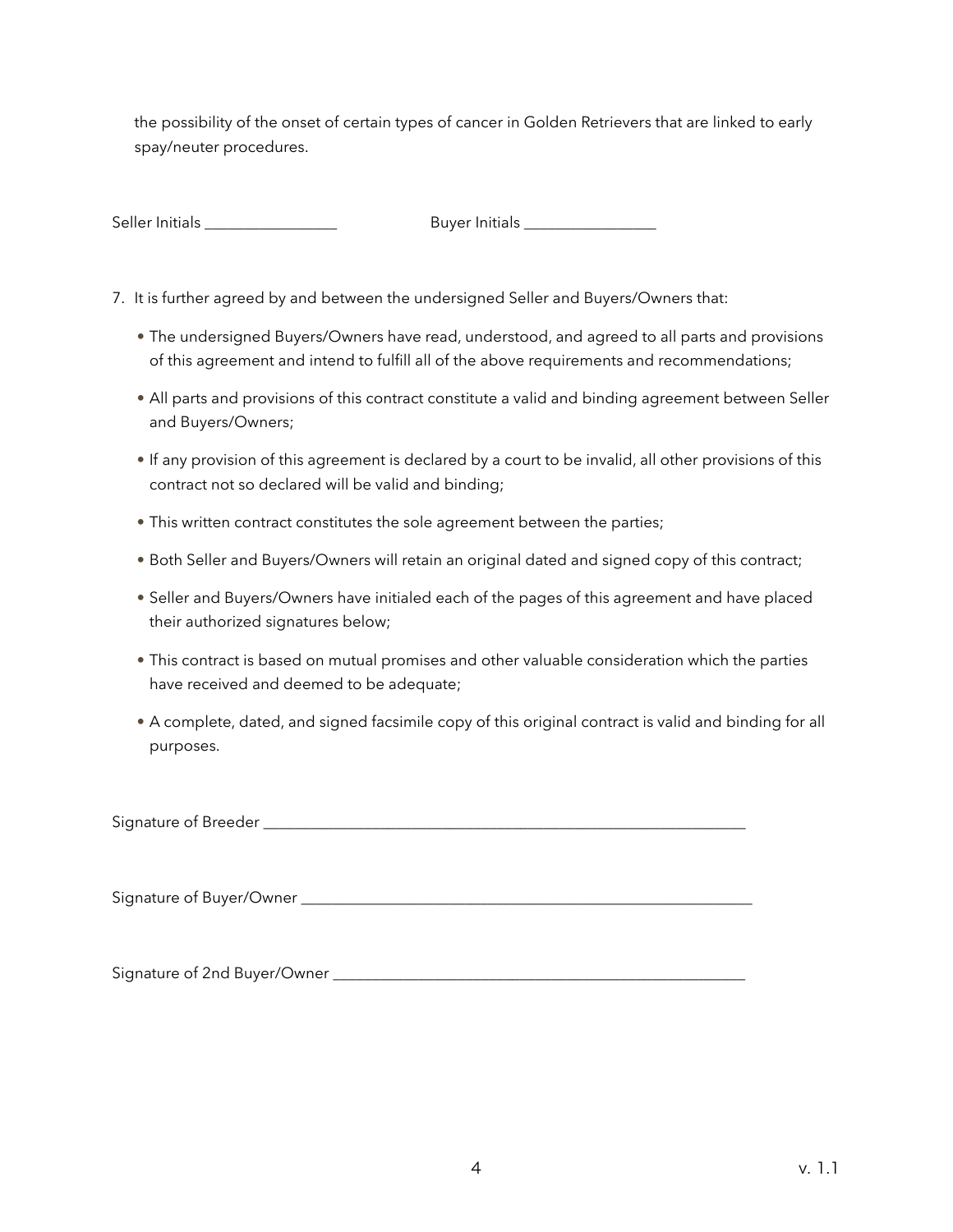the possibility of the onset of certain types of cancer in Golden Retrievers that are linked to early spay/neuter procedures.

Seller Initials _________________ Buyer Initials _________________

7. It is further agreed by and between the undersigned Seller and Buyers/Owners that:

   - The undersigned Buyers/Owners have read, understood, and agreed to all parts and provisions of this agreement and intend to fulfill all of the above requirements and recommendations;
   - All parts and provisions of this contract constitute a valid and binding agreement between Seller and Buyers/Owners;
   - If any provision of this agreement is declared by a court to be invalid, all other provisions of this contract not so declared will be valid and binding;
   - This written contract constitutes the sole agreement between the parties;
   - Both Seller and Buyers/Owners will retain an original dated and signed copy of this contract;
   - Seller and Buyers/Owners have initialed each of the pages of this agreement and have placed their authorized signatures below;
   - This contract is based on mutual promises and other valuable consideration which the parties have received and deemed to be adequate;
   - A complete, dated, and signed facsimile copy of this original contract is valid and binding for all purposes.

Signature of Breeder _______________________________________________________________

Signature of Buyer/Owner ___________________________________________________________

Signature of 2nd Buyer/Owner _______________________________________________________

v. 1.1